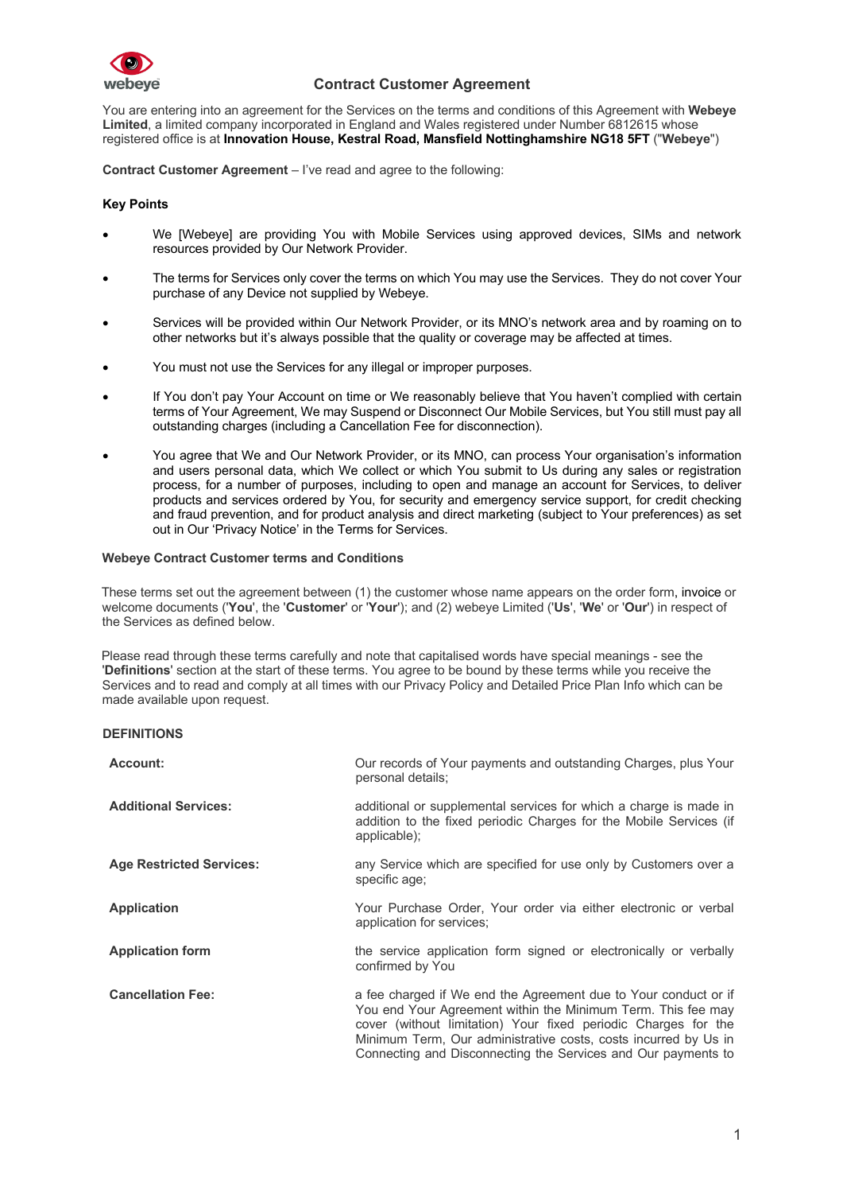# Contract Customer Agreement

You are entering into an agreement for the Services on the terms and conditions of this Agreement with **Webeye Limited**, a limited company incorporated in England and Wales registered under Number 6812615 whose registered office is at **Innovation House, Kestral Road, Mansfield Nottinghamshire NG18 5FT** ("**Webeye**")

**Contract Customer Agreement** – I've read and agree to the following:

**Key Points**

- We [Webeye] are providing You with Mobile Services using approved devices, SIMs and network resources provided by Our Network Provider.
- The terms for Services only cover the terms on which You may use the Services. They do not cover Your purchase of any Device not supplied by Webeye.
- Services will be provided within Our Network Provider, or its MNO's network area and by roaming on to other networks but it's always possible that the quality or coverage may be affected at times.
- You must not use the Services for any illegal or improper purposes.
- If You don't pay Your Account on time or We reasonably believe that You haven't complied with certain terms of Your Agreement, We may Suspend or Disconnect Our Mobile Services, but You still must pay all outstanding charges (including a Cancellation Fee for disconnection).
- You agree that We and Our Network Provider, or its MNO, can process Your organisation's information and users personal data, which We collect or which You submit to Us during any sales or registration process, for a number of purposes, including to open and manage an account for Services, to deliver products and services ordered by You, for security and emergency service support, for credit checking and fraud prevention, and for product analysis and direct marketing (subject to Your preferences) as set out in Our 'Privacy Notice' in the Terms for Services.

**Webeye Contract Customer terms and Conditions**

These terms set out the agreement between (1) the customer whose name appears on the order form, invoice or welcome documents ('**You**', the '**Customer**' or '**Your**'); and (2) webeye Limited ('**Us**', '**We**' or '**Our**') in respect of the Services as defined below.

Please read through these terms carefully and note that capitalised words have special meanings - see the '**Definitions**' section at the start of these terms. You agree to be bound by these terms while you receive the Services and to read and comply at all times with our Privacy Policy and Detailed Price Plan Info which can be made available upon request.

**DEFINITIONS**

| | |
|---|---|
| **Account:** | Our records of Your payments and outstanding Charges, plus Your personal details; |
| **Additional Services:** | additional or supplemental services for which a charge is made in addition to the fixed periodic Charges for the Mobile Services (if applicable); |
| **Age Restricted Services:** | any Service which are specified for use only by Customers over a specific age; |
| **Application** | Your Purchase Order, Your order via either electronic or verbal application for services; |
| **Application form** | the service application form signed or electronically or verbally confirmed by You |
| **Cancellation Fee:** | a fee charged if We end the Agreement due to Your conduct or if You end Your Agreement within the Minimum Term. This fee may cover (without limitation) Your fixed periodic Charges for the Minimum Term, Our administrative costs, costs incurred by Us in Connecting and Disconnecting the Services and Our payments to |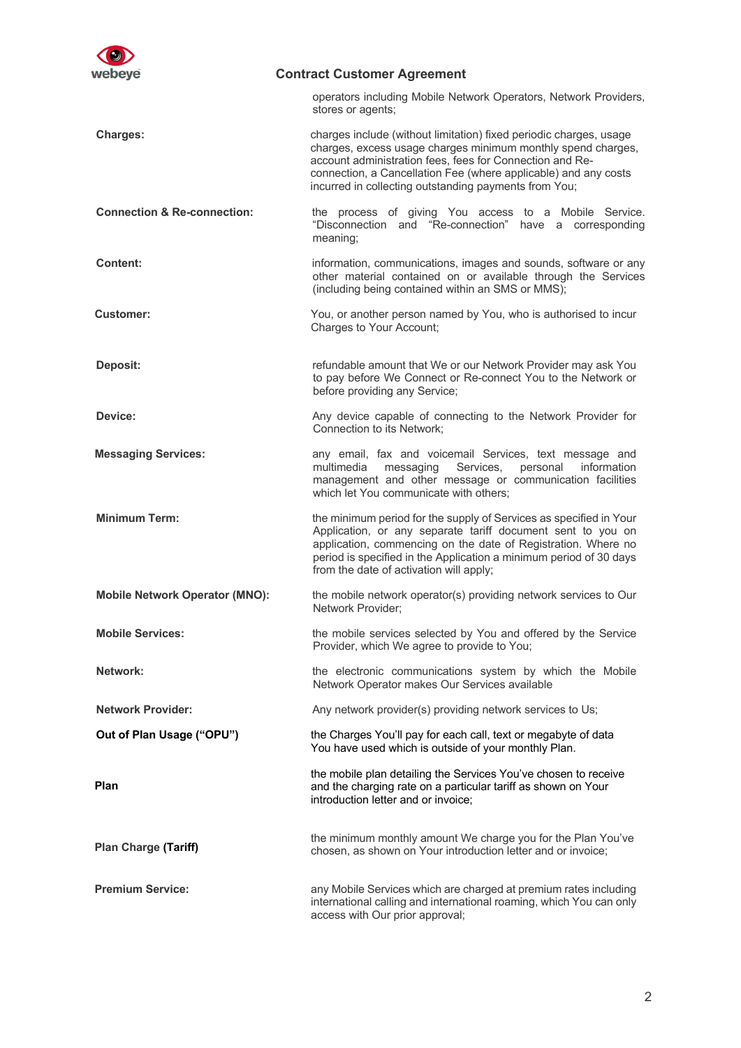| | |
|---|---|
| | operators including Mobile Network Operators, Network Providers, stores or agents; |
| **Charges:** | charges include (without limitation) fixed periodic charges, usage charges, excess usage charges minimum monthly spend charges, account administration fees, fees for Connection and Re-connection, a Cancellation Fee (where applicable) and any costs incurred in collecting outstanding payments from You; |
| **Connection & Re-connection:** | the process of giving You access to a Mobile Service. "Disconnection and "Re-connection" have a corresponding meaning; |
| **Content:** | information, communications, images and sounds, software or any other material contained on or available through the Services (including being contained within an SMS or MMS); |
| **Customer:** | You, or another person named by You, who is authorised to incur Charges to Your Account; |
| **Deposit:** | refundable amount that We or our Network Provider may ask You to pay before We Connect or Re-connect You to the Network or before providing any Service; |
| **Device:** | Any device capable of connecting to the Network Provider for Connection to its Network; |
| **Messaging Services:** | any email, fax and voicemail Services, text message and multimedia messaging Services, personal information management and other message or communication facilities which let You communicate with others; |
| **Minimum Term:** | the minimum period for the supply of Services as specified in Your Application, or any separate tariff document sent to you on application, commencing on the date of Registration. Where no period is specified in the Application a minimum period of 30 days from the date of activation will apply; |
| **Mobile Network Operator (MNO):** | the mobile network operator(s) providing network services to Our Network Provider; |
| **Mobile Services:** | the mobile services selected by You and offered by the Service Provider, which We agree to provide to You; |
| **Network:** | the electronic communications system by which the Mobile Network Operator makes Our Services available |
| **Network Provider:** | Any network provider(s) providing network services to Us; |
| **Out of Plan Usage ("OPU")** | the Charges You'll pay for each call, text or megabyte of data You have used which is outside of your monthly Plan. |
| **Plan** | the mobile plan detailing the Services You've chosen to receive and the charging rate on a particular tariff as shown on Your introduction letter and or invoice; |
| **Plan Charge (Tariff)** | the minimum monthly amount We charge you for the Plan You've chosen, as shown on Your introduction letter and or invoice; |
| **Premium Service:** | any Mobile Services which are charged at premium rates including international calling and international roaming, which You can only access with Our prior approval; |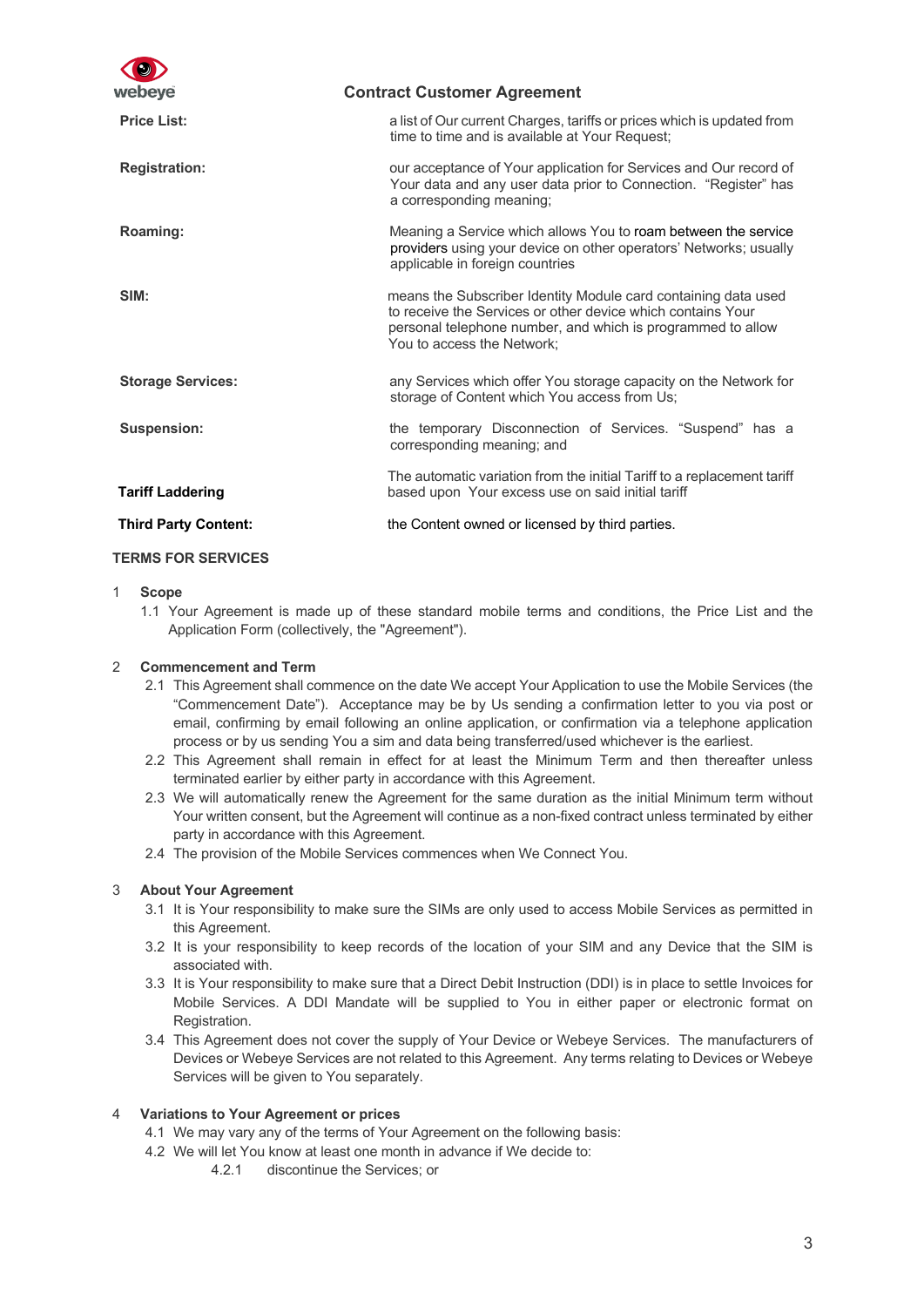| | |
|---|---|
| **Price List:** | a list of Our current Charges, tariffs or prices which is updated from time to time and is available at Your Request; |
| **Registration:** | our acceptance of Your application for Services and Our record of Your data and any user data prior to Connection. "Register" has a corresponding meaning; |
| **Roaming:** | Meaning a Service which allows You to roam between the service providers using your device on other operators' Networks; usually applicable in foreign countries |
| **SIM:** | means the Subscriber Identity Module card containing data used to receive the Services or other device which contains Your personal telephone number, and which is programmed to allow You to access the Network; |
| **Storage Services:** | any Services which offer You storage capacity on the Network for storage of Content which You access from Us; |
| **Suspension:** | the temporary Disconnection of Services. "Suspend" has a corresponding meaning; and |
| **Tariff Laddering** | The automatic variation from the initial Tariff to a replacement tariff based upon Your excess use on said initial tariff |
| **Third Party Content:** | the Content owned or licensed by third parties. |

## TERMS FOR SERVICES

1 **Scope**

1.1 Your Agreement is made up of these standard mobile terms and conditions, the Price List and the Application Form (collectively, the "Agreement").

2 **Commencement and Term**

2.1 This Agreement shall commence on the date We accept Your Application to use the Mobile Services (the "Commencement Date"). Acceptance may be by Us sending a confirmation letter to you via post or email, confirming by email following an online application, or confirmation via a telephone application process or by us sending You a sim and data being transferred/used whichever is the earliest.

2.2 This Agreement shall remain in effect for at least the Minimum Term and then thereafter unless terminated earlier by either party in accordance with this Agreement.

2.3 We will automatically renew the Agreement for the same duration as the initial Minimum term without Your written consent, but the Agreement will continue as a non-fixed contract unless terminated by either party in accordance with this Agreement.

2.4 The provision of the Mobile Services commences when We Connect You.

3 **About Your Agreement**

3.1 It is Your responsibility to make sure the SIMs are only used to access Mobile Services as permitted in this Agreement.

3.2 It is your responsibility to keep records of the location of your SIM and any Device that the SIM is associated with.

3.3 It is Your responsibility to make sure that a Direct Debit Instruction (DDI) is in place to settle Invoices for Mobile Services. A DDI Mandate will be supplied to You in either paper or electronic format on Registration.

3.4 This Agreement does not cover the supply of Your Device or Webeye Services. The manufacturers of Devices or Webeye Services are not related to this Agreement. Any terms relating to Devices or Webeye Services will be given to You separately.

4 **Variations to Your Agreement or prices**

4.1 We may vary any of the terms of Your Agreement on the following basis:

4.2 We will let You know at least one month in advance if We decide to:

4.2.1 discontinue the Services; or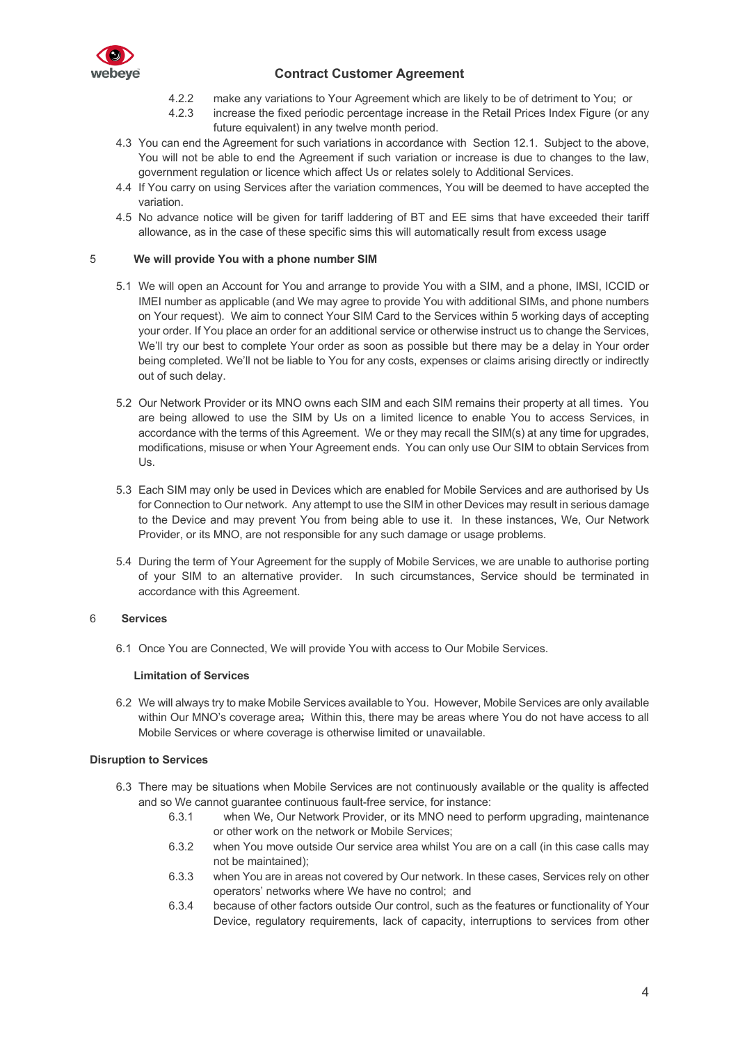4.2.2 make any variations to Your Agreement which are likely to be of detriment to You; or

4.2.3 increase the fixed periodic percentage increase in the Retail Prices Index Figure (or any future equivalent) in any twelve month period.

4.3 You can end the Agreement for such variations in accordance with Section 12.1. Subject to the above, You will not be able to end the Agreement if such variation or increase is due to changes to the law, government regulation or licence which affect Us or relates solely to Additional Services.

4.4 If You carry on using Services after the variation commences, You will be deemed to have accepted the variation.

4.5 No advance notice will be given for tariff laddering of BT and EE sims that have exceeded their tariff allowance, as in the case of these specific sims this will automatically result from excess usage

## 5 We will provide You with a phone number SIM

5.1 We will open an Account for You and arrange to provide You with a SIM, and a phone, IMSI, ICCID or IMEI number as applicable (and We may agree to provide You with additional SIMs, and phone numbers on Your request). We aim to connect Your SIM Card to the Services within 5 working days of accepting your order. If You place an order for an additional service or otherwise instruct us to change the Services, We'll try our best to complete Your order as soon as possible but there may be a delay in Your order being completed. We'll not be liable to You for any costs, expenses or claims arising directly or indirectly out of such delay.

5.2 Our Network Provider or its MNO owns each SIM and each SIM remains their property at all times. You are being allowed to use the SIM by Us on a limited licence to enable You to access Services, in accordance with the terms of this Agreement. We or they may recall the SIM(s) at any time for upgrades, modifications, misuse or when Your Agreement ends. You can only use Our SIM to obtain Services from Us.

5.3 Each SIM may only be used in Devices which are enabled for Mobile Services and are authorised by Us for Connection to Our network. Any attempt to use the SIM in other Devices may result in serious damage to the Device and may prevent You from being able to use it. In these instances, We, Our Network Provider, or its MNO, are not responsible for any such damage or usage problems.

5.4 During the term of Your Agreement for the supply of Mobile Services, we are unable to authorise porting of your SIM to an alternative provider. In such circumstances, Service should be terminated in accordance with this Agreement.

## 6 Services

6.1 Once You are Connected, We will provide You with access to Our Mobile Services.

**Limitation of Services**

6.2 We will always try to make Mobile Services available to You. However, Mobile Services are only available within Our MNO's coverage area; Within this, there may be areas where You do not have access to all Mobile Services or where coverage is otherwise limited or unavailable.

**Disruption to Services**

6.3 There may be situations when Mobile Services are not continuously available or the quality is affected and so We cannot guarantee continuous fault-free service, for instance:

6.3.1 when We, Our Network Provider, or its MNO need to perform upgrading, maintenance or other work on the network or Mobile Services;

6.3.2 when You move outside Our service area whilst You are on a call (in this case calls may not be maintained);

6.3.3 when You are in areas not covered by Our network. In these cases, Services rely on other operators' networks where We have no control; and

6.3.4 because of other factors outside Our control, such as the features or functionality of Your Device, regulatory requirements, lack of capacity, interruptions to services from other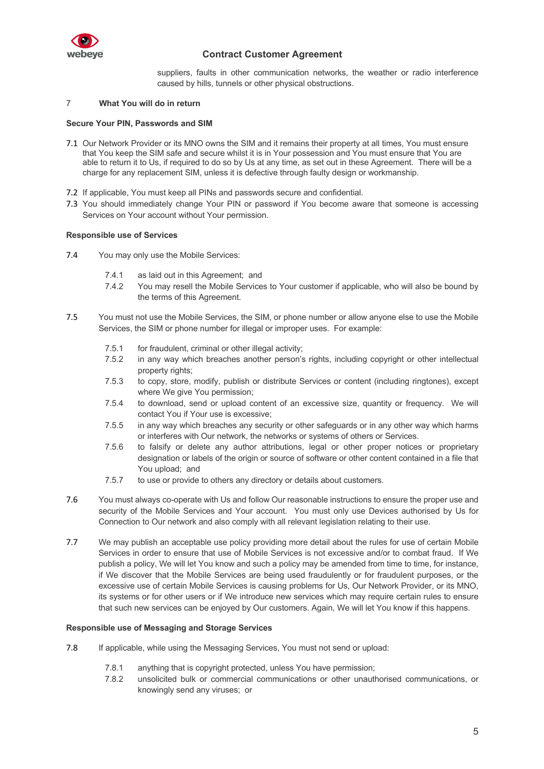suppliers, faults in other communication networks, the weather or radio interference caused by hills, tunnels or other physical obstructions.

## 7 What You will do in return

**Secure Your PIN, Passwords and SIM**

7.1 Our Network Provider or its MNO owns the SIM and it remains their property at all times, You must ensure that You keep the SIM safe and secure whilst it is in Your possession and You must ensure that You are able to return it to Us, if required to do so by Us at any time, as set out in these Agreement. There will be a charge for any replacement SIM, unless it is defective through faulty design or workmanship.

7.2 If applicable, You must keep all PINs and passwords secure and confidential.

7.3 You should immediately change Your PIN or password if You become aware that someone is accessing Services on Your account without Your permission.

**Responsible use of Services**

7.4 You may only use the Mobile Services:

7.4.1 as laid out in this Agreement; and

7.4.2 You may resell the Mobile Services to Your customer if applicable, who will also be bound by the terms of this Agreement.

7.5 You must not use the Mobile Services, the SIM, or phone number or allow anyone else to use the Mobile Services, the SIM or phone number for illegal or improper uses. For example:

7.5.1 for fraudulent, criminal or other illegal activity;

7.5.2 in any way which breaches another person's rights, including copyright or other intellectual property rights;

7.5.3 to copy, store, modify, publish or distribute Services or content (including ringtones), except where We give You permission;

7.5.4 to download, send or upload content of an excessive size, quantity or frequency. We will contact You if Your use is excessive;

7.5.5 in any way which breaches any security or other safeguards or in any other way which harms or interferes with Our network, the networks or systems of others or Services.

7.5.6 to falsify or delete any author attributions, legal or other proper notices or proprietary designation or labels of the origin or source of software or other content contained in a file that You upload; and

7.5.7 to use or provide to others any directory or details about customers.

7.6 You must always co-operate with Us and follow Our reasonable instructions to ensure the proper use and security of the Mobile Services and Your account. You must only use Devices authorised by Us for Connection to Our network and also comply with all relevant legislation relating to their use.

7.7 We may publish an acceptable use policy providing more detail about the rules for use of certain Mobile Services in order to ensure that use of Mobile Services is not excessive and/or to combat fraud. If We publish a policy, We will let You know and such a policy may be amended from time to time, for instance, if We discover that the Mobile Services are being used fraudulently or for fraudulent purposes, or the excessive use of certain Mobile Services is causing problems for Us, Our Network Provider, or its MNO, its systems or for other users or if We introduce new services which may require certain rules to ensure that such new services can be enjoyed by Our customers. Again, We will let You know if this happens.

**Responsible use of Messaging and Storage Services**

7.8 If applicable, while using the Messaging Services, You must not send or upload:

7.8.1 anything that is copyright protected, unless You have permission;

7.8.2 unsolicited bulk or commercial communications or other unauthorised communications, or knowingly send any viruses; or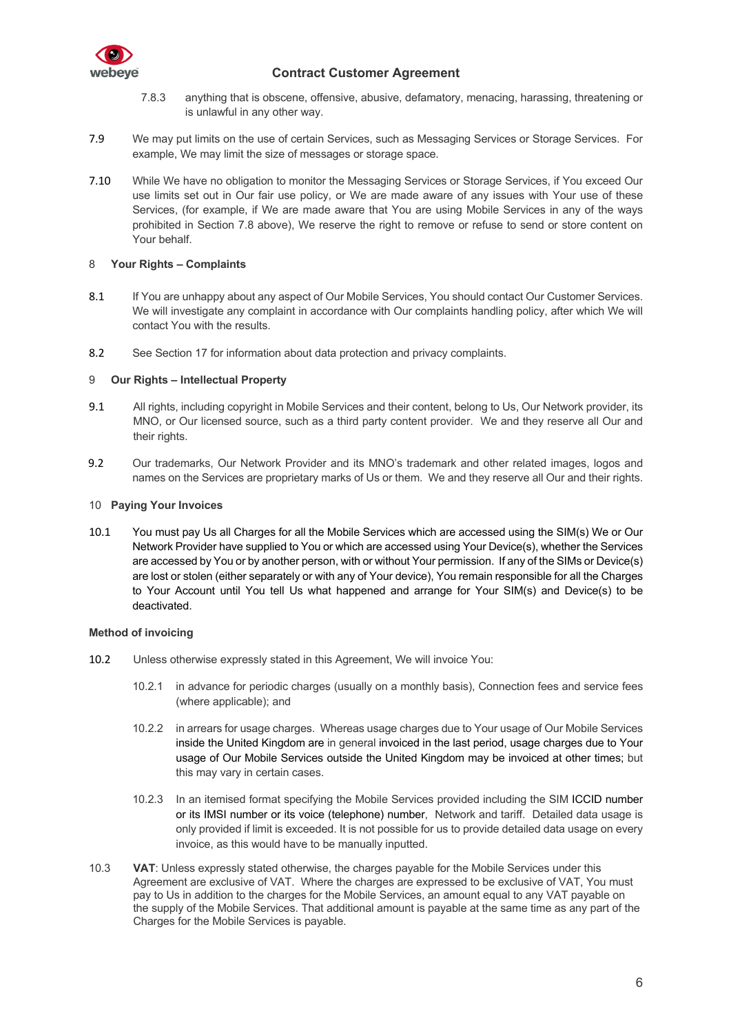7.8.3 anything that is obscene, offensive, abusive, defamatory, menacing, harassing, threatening or is unlawful in any other way.

7.9 We may put limits on the use of certain Services, such as Messaging Services or Storage Services. For example, We may limit the size of messages or storage space.

7.10 While We have no obligation to monitor the Messaging Services or Storage Services, if You exceed Our use limits set out in Our fair use policy, or We are made aware of any issues with Your use of these Services, (for example, if We are made aware that You are using Mobile Services in any of the ways prohibited in Section 7.8 above), We reserve the right to remove or refuse to send or store content on Your behalf.

## 8 Your Rights – Complaints

8.1 If You are unhappy about any aspect of Our Mobile Services, You should contact Our Customer Services. We will investigate any complaint in accordance with Our complaints handling policy, after which We will contact You with the results.

8.2 See Section 17 for information about data protection and privacy complaints.

## 9 Our Rights – Intellectual Property

9.1 All rights, including copyright in Mobile Services and their content, belong to Us, Our Network provider, its MNO, or Our licensed source, such as a third party content provider. We and they reserve all Our and their rights.

9.2 Our trademarks, Our Network Provider and its MNO's trademark and other related images, logos and names on the Services are proprietary marks of Us or them. We and they reserve all Our and their rights.

## 10 Paying Your Invoices

10.1 You must pay Us all Charges for all the Mobile Services which are accessed using the SIM(s) We or Our Network Provider have supplied to You or which are accessed using Your Device(s), whether the Services are accessed by You or by another person, with or without Your permission. If any of the SIMs or Device(s) are lost or stolen (either separately or with any of Your device), You remain responsible for all the Charges to Your Account until You tell Us what happened and arrange for Your SIM(s) and Device(s) to be deactivated.

**Method of invoicing**

10.2 Unless otherwise expressly stated in this Agreement, We will invoice You:

10.2.1 in advance for periodic charges (usually on a monthly basis), Connection fees and service fees (where applicable); and

10.2.2 in arrears for usage charges. Whereas usage charges due to Your usage of Our Mobile Services inside the United Kingdom are in general invoiced in the last period, usage charges due to Your usage of Our Mobile Services outside the United Kingdom may be invoiced at other times; but this may vary in certain cases.

10.2.3 In an itemised format specifying the Mobile Services provided including the SIM ICCID number or its IMSI number or its voice (telephone) number, Network and tariff. Detailed data usage is only provided if limit is exceeded. It is not possible for us to provide detailed data usage on every invoice, as this would have to be manually inputted.

10.3 **VAT**: Unless expressly stated otherwise, the charges payable for the Mobile Services under this Agreement are exclusive of VAT. Where the charges are expressed to be exclusive of VAT, You must pay to Us in addition to the charges for the Mobile Services, an amount equal to any VAT payable on the supply of the Mobile Services. That additional amount is payable at the same time as any part of the Charges for the Mobile Services is payable.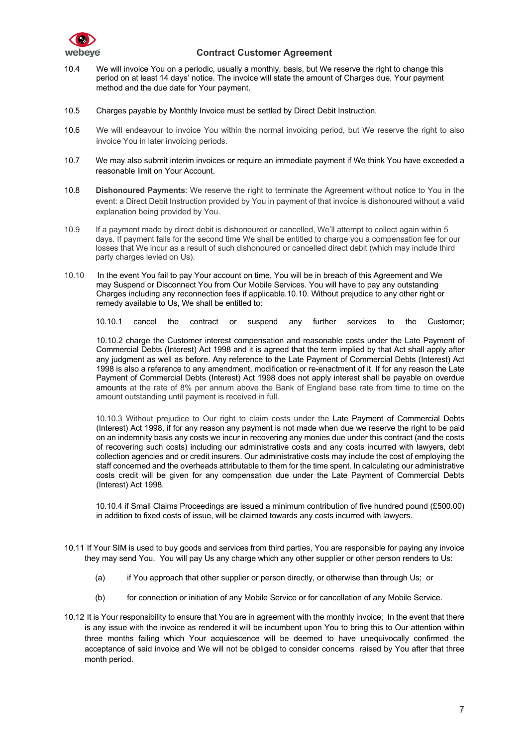10.4 We will invoice You on a periodic, usually a monthly, basis, but We reserve the right to change this period on at least 14 days' notice. The invoice will state the amount of Charges due, Your payment method and the due date for Your payment.

10.5 Charges payable by Monthly Invoice must be settled by Direct Debit Instruction.

10.6 We will endeavour to invoice You within the normal invoicing period, but We reserve the right to also invoice You in later invoicing periods.

10.7 We may also submit interim invoices or require an immediate payment if We think You have exceeded a reasonable limit on Your Account.

10.8 **Dishonoured Payments**: We reserve the right to terminate the Agreement without notice to You in the event: a Direct Debit Instruction provided by You in payment of that invoice is dishonoured without a valid explanation being provided by You.

10.9 If a payment made by direct debit is dishonoured or cancelled, We'll attempt to collect again within 5 days. If payment fails for the second time We shall be entitled to charge you a compensation fee for our losses that We incur as a result of such dishonoured or cancelled direct debit (which may include third party charges levied on Us).

10.10 In the event You fail to pay Your account on time, You will be in breach of this Agreement and We may Suspend or Disconnect You from Our Mobile Services. You will have to pay any outstanding Charges including any reconnection fees if applicable.10.10. Without prejudice to any other right or remedy available to Us, We shall be entitled to:

10.10.1 cancel the contract or suspend any further services to the Customer;

10.10.2 charge the Customer interest compensation and reasonable costs under the Late Payment of Commercial Debts (Interest) Act 1998 and it is agreed that the term implied by that Act shall apply after any judgment as well as before. Any reference to the Late Payment of Commercial Debts (Interest) Act 1998 is also a reference to any amendment, modification or re-enactment of it. If for any reason the Late Payment of Commercial Debts (Interest) Act 1998 does not apply interest shall be payable on overdue amounts at the rate of 8% per annum above the Bank of England base rate from time to time on the amount outstanding until payment is received in full.

10.10.3 Without prejudice to Our right to claim costs under the Late Payment of Commercial Debts (Interest) Act 1998, if for any reason any payment is not made when due we reserve the right to be paid on an indemnity basis any costs we incur in recovering any monies due under this contract (and the costs of recovering such costs) including our administrative costs and any costs incurred with lawyers, debt collection agencies and or credit insurers. Our administrative costs may include the cost of employing the staff concerned and the overheads attributable to them for the time spent. In calculating our administrative costs credit will be given for any compensation due under the Late Payment of Commercial Debts (Interest) Act 1998.

10.10.4 if Small Claims Proceedings are issued a minimum contribution of five hundred pound (£500.00) in addition to fixed costs of issue, will be claimed towards any costs incurred with lawyers.

10.11 If Your SIM is used to buy goods and services from third parties, You are responsible for paying any invoice they may send You. You will pay Us any charge which any other supplier or other person renders to Us:

(a) if You approach that other supplier or person directly, or otherwise than through Us; or

(b) for connection or initiation of any Mobile Service or for cancellation of any Mobile Service.

10.12 It is Your responsibility to ensure that You are in agreement with the monthly invoice; In the event that there is any issue with the invoice as rendered it will be incumbent upon You to bring this to Our attention within three months failing which Your acquiescence will be deemed to have unequivocally confirmed the acceptance of said invoice and We will not be obliged to consider concerns raised by You after that three month period.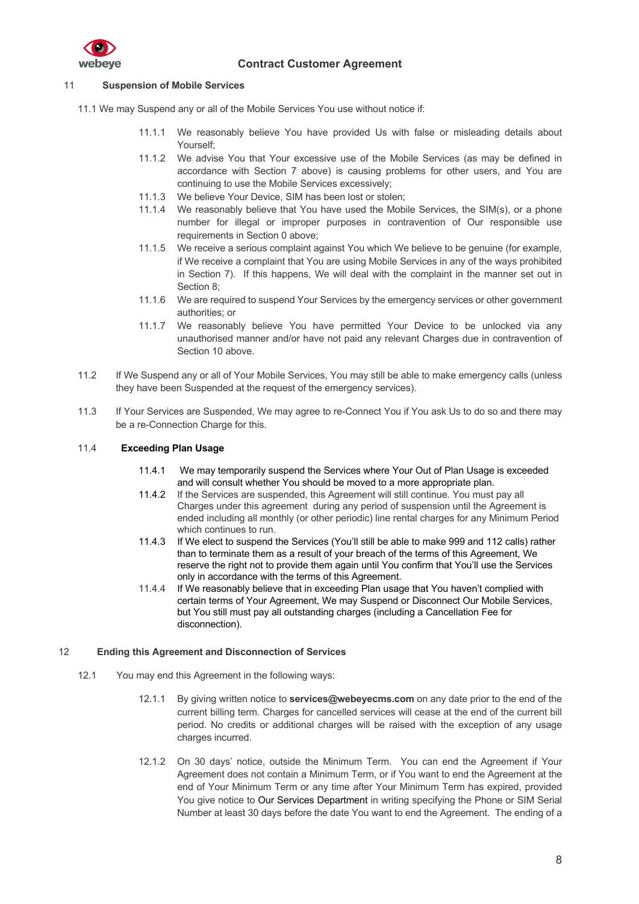## 11 Suspension of Mobile Services

11.1 We may Suspend any or all of the Mobile Services You use without notice if:

- 11.1.1 We reasonably believe You have provided Us with false or misleading details about Yourself;
- 11.1.2 We advise You that Your excessive use of the Mobile Services (as may be defined in accordance with Section 7 above) is causing problems for other users, and You are continuing to use the Mobile Services excessively;
- 11.1.3 We believe Your Device, SIM has been lost or stolen;
- 11.1.4 We reasonably believe that You have used the Mobile Services, the SIM(s), or a phone number for illegal or improper purposes in contravention of Our responsible use requirements in Section 0 above;
- 11.1.5 We receive a serious complaint against You which We believe to be genuine (for example, if We receive a complaint that You are using Mobile Services in any of the ways prohibited in Section 7). If this happens, We will deal with the complaint in the manner set out in Section 8;
- 11.1.6 We are required to suspend Your Services by the emergency services or other government authorities; or
- 11.1.7 We reasonably believe You have permitted Your Device to be unlocked via any unauthorised manner and/or have not paid any relevant Charges due in contravention of Section 10 above.

11.2 If We Suspend any or all of Your Mobile Services, You may still be able to make emergency calls (unless they have been Suspended at the request of the emergency services).

11.3 If Your Services are Suspended, We may agree to re-Connect You if You ask Us to do so and there may be a re-Connection Charge for this.

### 11.4 Exceeding Plan Usage

- 11.4.1 We may temporarily suspend the Services where Your Out of Plan Usage is exceeded and will consult whether You should be moved to a more appropriate plan.
- 11.4.2 If the Services are suspended, this Agreement will still continue. You must pay all Charges under this agreement during any period of suspension until the Agreement is ended including all monthly (or other periodic) line rental charges for any Minimum Period which continues to run.
- 11.4.3 If We elect to suspend the Services (You'll still be able to make 999 and 112 calls) rather than to terminate them as a result of your breach of the terms of this Agreement, We reserve the right not to provide them again until You confirm that You'll use the Services only in accordance with the terms of this Agreement.
- 11.4.4 If We reasonably believe that in exceeding Plan usage that You haven't complied with certain terms of Your Agreement, We may Suspend or Disconnect Our Mobile Services, but You still must pay all outstanding charges (including a Cancellation Fee for disconnection).

## 12 Ending this Agreement and Disconnection of Services

12.1 You may end this Agreement in the following ways:

- 12.1.1 By giving written notice to **services@webeyecms.com** on any date prior to the end of the current billing term. Charges for cancelled services will cease at the end of the current bill period. No credits or additional charges will be raised with the exception of any usage charges incurred.

- 12.1.2 On 30 days' notice, outside the Minimum Term. You can end the Agreement if Your Agreement does not contain a Minimum Term, or if You want to end the Agreement at the end of Your Minimum Term or any time after Your Minimum Term has expired, provided You give notice to Our Services Department in writing specifying the Phone or SIM Serial Number at least 30 days before the date You want to end the Agreement. The ending of a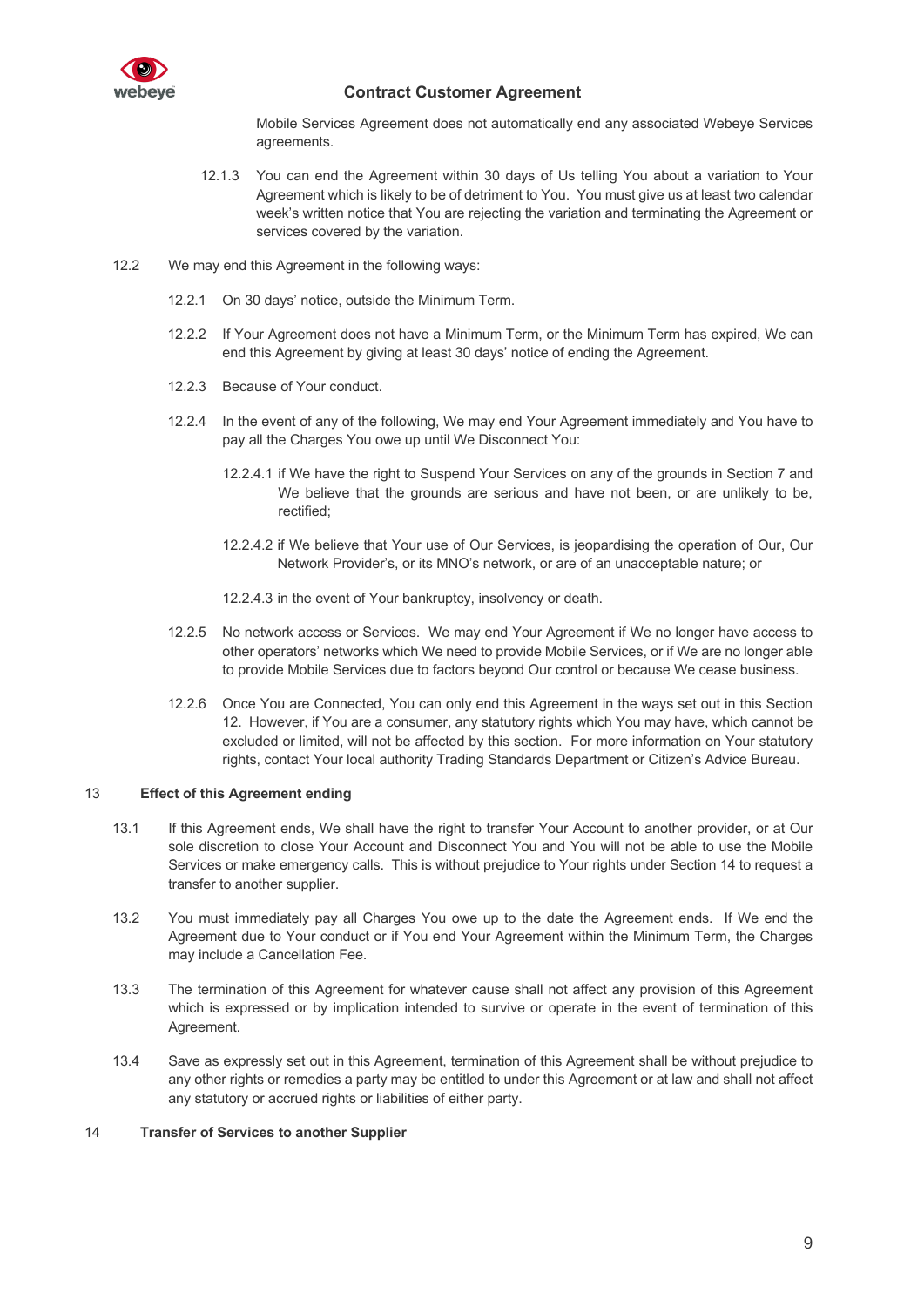Mobile Services Agreement does not automatically end any associated Webeye Services agreements.

12.1.3 You can end the Agreement within 30 days of Us telling You about a variation to Your Agreement which is likely to be of detriment to You. You must give us at least two calendar week's written notice that You are rejecting the variation and terminating the Agreement or services covered by the variation.

12.2 We may end this Agreement in the following ways:

12.2.1 On 30 days' notice, outside the Minimum Term.

12.2.2 If Your Agreement does not have a Minimum Term, or the Minimum Term has expired, We can end this Agreement by giving at least 30 days' notice of ending the Agreement.

12.2.3 Because of Your conduct.

12.2.4 In the event of any of the following, We may end Your Agreement immediately and You have to pay all the Charges You owe up until We Disconnect You:

12.2.4.1 if We have the right to Suspend Your Services on any of the grounds in Section 7 and We believe that the grounds are serious and have not been, or are unlikely to be, rectified;

12.2.4.2 if We believe that Your use of Our Services, is jeopardising the operation of Our, Our Network Provider's, or its MNO's network, or are of an unacceptable nature; or

12.2.4.3 in the event of Your bankruptcy, insolvency or death.

12.2.5 No network access or Services. We may end Your Agreement if We no longer have access to other operators' networks which We need to provide Mobile Services, or if We are no longer able to provide Mobile Services due to factors beyond Our control or because We cease business.

12.2.6 Once You are Connected, You can only end this Agreement in the ways set out in this Section 12. However, if You are a consumer, any statutory rights which You may have, which cannot be excluded or limited, will not be affected by this section. For more information on Your statutory rights, contact Your local authority Trading Standards Department or Citizen's Advice Bureau.

## 13 Effect of this Agreement ending

13.1 If this Agreement ends, We shall have the right to transfer Your Account to another provider, or at Our sole discretion to close Your Account and Disconnect You and You will not be able to use the Mobile Services or make emergency calls. This is without prejudice to Your rights under Section 14 to request a transfer to another supplier.

13.2 You must immediately pay all Charges You owe up to the date the Agreement ends. If We end the Agreement due to Your conduct or if You end Your Agreement within the Minimum Term, the Charges may include a Cancellation Fee.

13.3 The termination of this Agreement for whatever cause shall not affect any provision of this Agreement which is expressed or by implication intended to survive or operate in the event of termination of this Agreement.

13.4 Save as expressly set out in this Agreement, termination of this Agreement shall be without prejudice to any other rights or remedies a party may be entitled to under this Agreement or at law and shall not affect any statutory or accrued rights or liabilities of either party.

## 14 Transfer of Services to another Supplier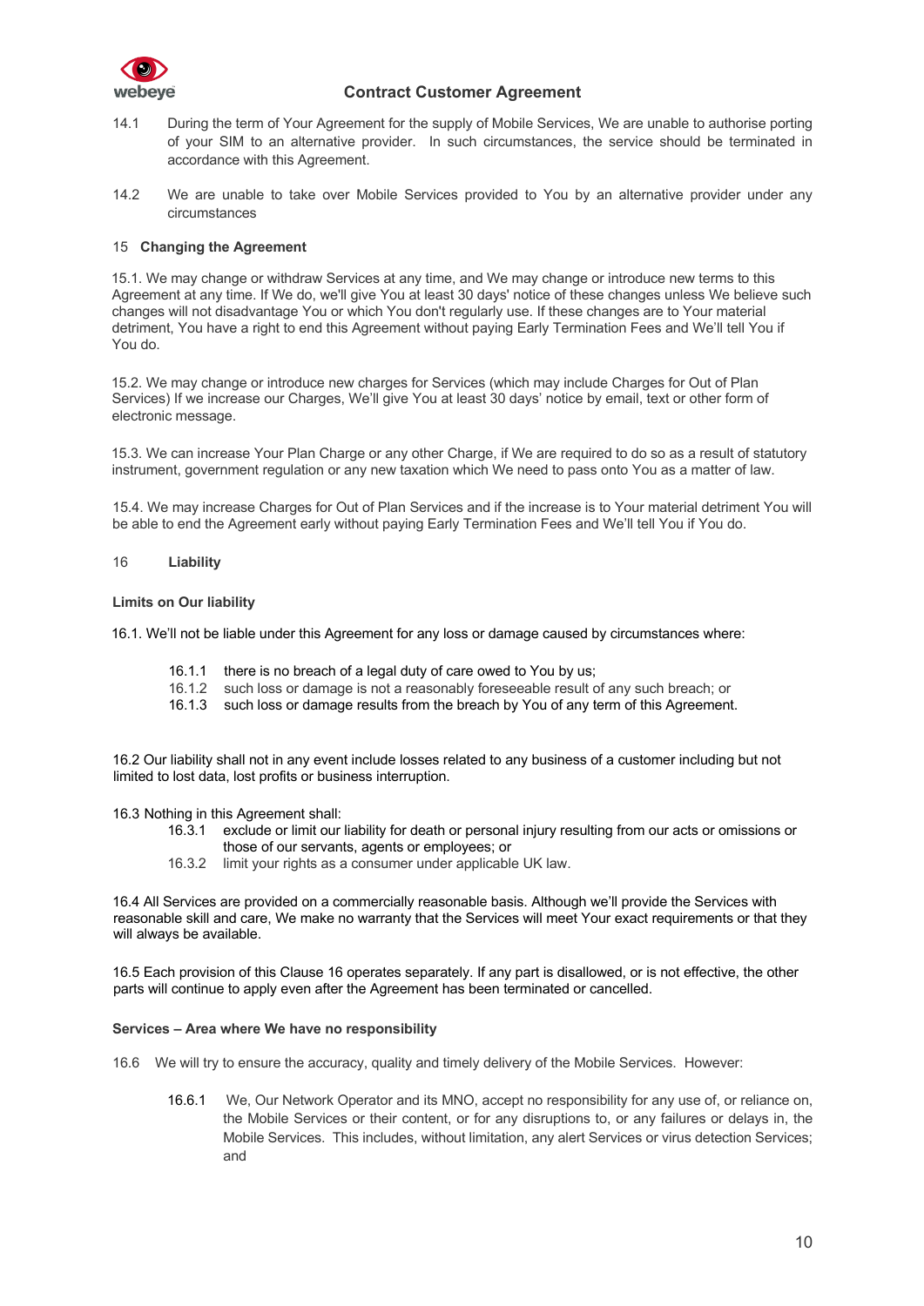14.1 During the term of Your Agreement for the supply of Mobile Services, We are unable to authorise porting of your SIM to an alternative provider. In such circumstances, the service should be terminated in accordance with this Agreement.

14.2 We are unable to take over Mobile Services provided to You by an alternative provider under any circumstances

## 15 Changing the Agreement

15.1. We may change or withdraw Services at any time, and We may change or introduce new terms to this Agreement at any time. If We do, we'll give You at least 30 days' notice of these changes unless We believe such changes will not disadvantage You or which You don't regularly use. If these changes are to Your material detriment, You have a right to end this Agreement without paying Early Termination Fees and We'll tell You if You do.

15.2. We may change or introduce new charges for Services (which may include Charges for Out of Plan Services) If we increase our Charges, We'll give You at least 30 days' notice by email, text or other form of electronic message.

15.3. We can increase Your Plan Charge or any other Charge, if We are required to do so as a result of statutory instrument, government regulation or any new taxation which We need to pass onto You as a matter of law.

15.4. We may increase Charges for Out of Plan Services and if the increase is to Your material detriment You will be able to end the Agreement early without paying Early Termination Fees and We'll tell You if You do.

## 16 Liability

**Limits on Our liability**

16.1. We'll not be liable under this Agreement for any loss or damage caused by circumstances where:

- 16.1.1 there is no breach of a legal duty of care owed to You by us;
- 16.1.2 such loss or damage is not a reasonably foreseeable result of any such breach; or
- 16.1.3 such loss or damage results from the breach by You of any term of this Agreement.

16.2 Our liability shall not in any event include losses related to any business of a customer including but not limited to lost data, lost profits or business interruption.

16.3 Nothing in this Agreement shall:

- 16.3.1 exclude or limit our liability for death or personal injury resulting from our acts or omissions or those of our servants, agents or employees; or
- 16.3.2 limit your rights as a consumer under applicable UK law.

16.4 All Services are provided on a commercially reasonable basis. Although we'll provide the Services with reasonable skill and care, We make no warranty that the Services will meet Your exact requirements or that they will always be available.

16.5 Each provision of this Clause 16 operates separately. If any part is disallowed, or is not effective, the other parts will continue to apply even after the Agreement has been terminated or cancelled.

**Services – Area where We have no responsibility**

16.6 We will try to ensure the accuracy, quality and timely delivery of the Mobile Services. However:

- 16.6.1 We, Our Network Operator and its MNO, accept no responsibility for any use of, or reliance on, the Mobile Services or their content, or for any disruptions to, or any failures or delays in, the Mobile Services. This includes, without limitation, any alert Services or virus detection Services; and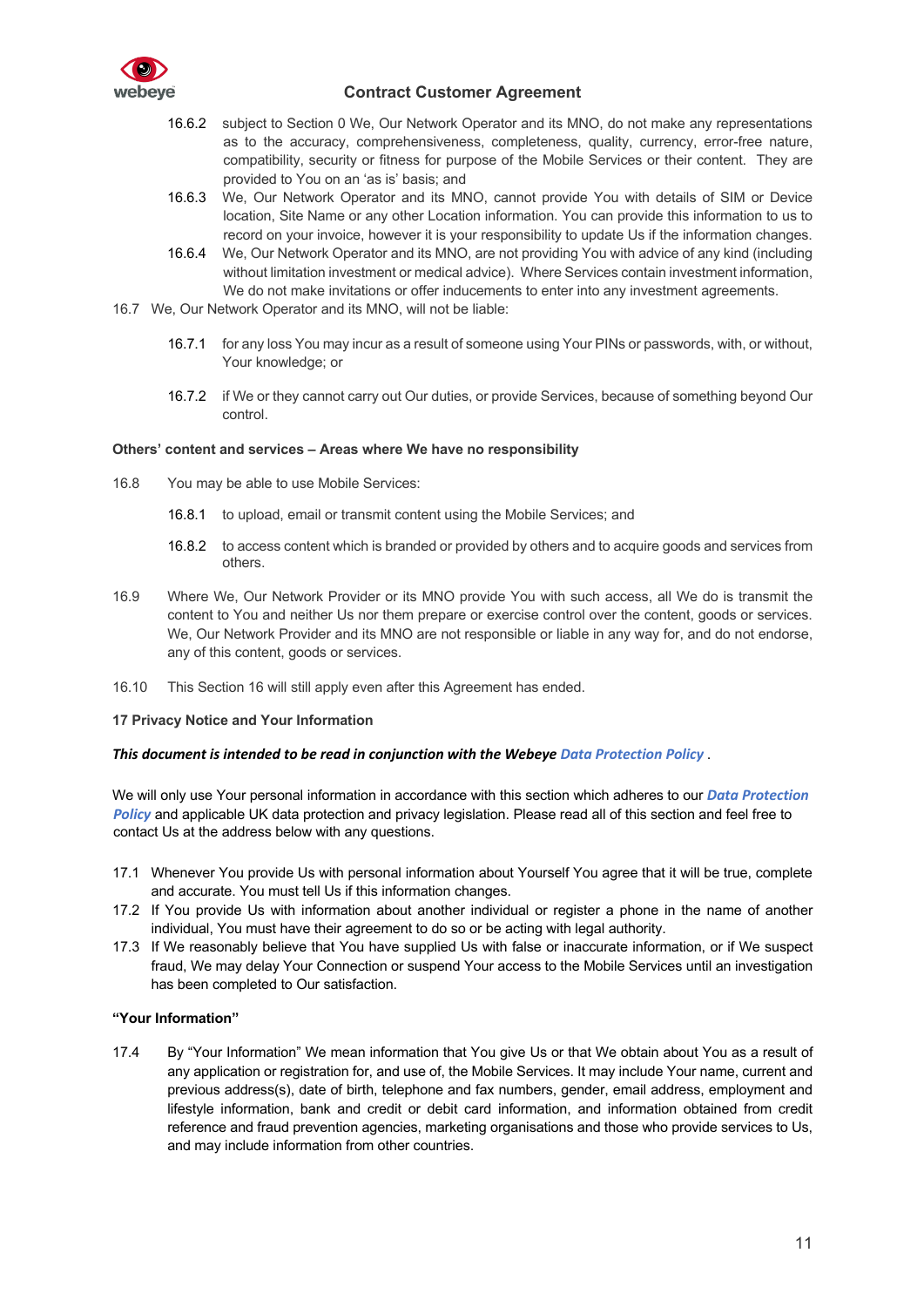16.6.2 subject to Section 0 We, Our Network Operator and its MNO, do not make any representations as to the accuracy, comprehensiveness, completeness, quality, currency, error-free nature, compatibility, security or fitness for purpose of the Mobile Services or their content. They are provided to You on an 'as is' basis; and

16.6.3 We, Our Network Operator and its MNO, cannot provide You with details of SIM or Device location, Site Name or any other Location information. You can provide this information to us to record on your invoice, however it is your responsibility to update Us if the information changes.

16.6.4 We, Our Network Operator and its MNO, are not providing You with advice of any kind (including without limitation investment or medical advice). Where Services contain investment information, We do not make invitations or offer inducements to enter into any investment agreements.

16.7 We, Our Network Operator and its MNO, will not be liable:

16.7.1 for any loss You may incur as a result of someone using Your PINs or passwords, with, or without, Your knowledge; or

16.7.2 if We or they cannot carry out Our duties, or provide Services, because of something beyond Our control.

**Others' content and services – Areas where We have no responsibility**

16.8 You may be able to use Mobile Services:

16.8.1 to upload, email or transmit content using the Mobile Services; and

16.8.2 to access content which is branded or provided by others and to acquire goods and services from others.

16.9 Where We, Our Network Provider or its MNO provide You with such access, all We do is transmit the content to You and neither Us nor them prepare or exercise control over the content, goods or services. We, Our Network Provider and its MNO are not responsible or liable in any way for, and do not endorse, any of this content, goods or services.

16.10 This Section 16 will still apply even after this Agreement has ended.

**17 Privacy Notice and Your Information**

***This document is intended to be read in conjunction with the Webeye Data Protection Policy .***

We will only use Your personal information in accordance with this section which adheres to our ***Data Protection Policy*** and applicable UK data protection and privacy legislation. Please read all of this section and feel free to contact Us at the address below with any questions.

17.1 Whenever You provide Us with personal information about Yourself You agree that it will be true, complete and accurate. You must tell Us if this information changes.

17.2 If You provide Us with information about another individual or register a phone in the name of another individual, You must have their agreement to do so or be acting with legal authority.

17.3 If We reasonably believe that You have supplied Us with false or inaccurate information, or if We suspect fraud, We may delay Your Connection or suspend Your access to the Mobile Services until an investigation has been completed to Our satisfaction.

**"Your Information"**

17.4 By "Your Information" We mean information that You give Us or that We obtain about You as a result of any application or registration for, and use of, the Mobile Services. It may include Your name, current and previous address(s), date of birth, telephone and fax numbers, gender, email address, employment and lifestyle information, bank and credit or debit card information, and information obtained from credit reference and fraud prevention agencies, marketing organisations and those who provide services to Us, and may include information from other countries.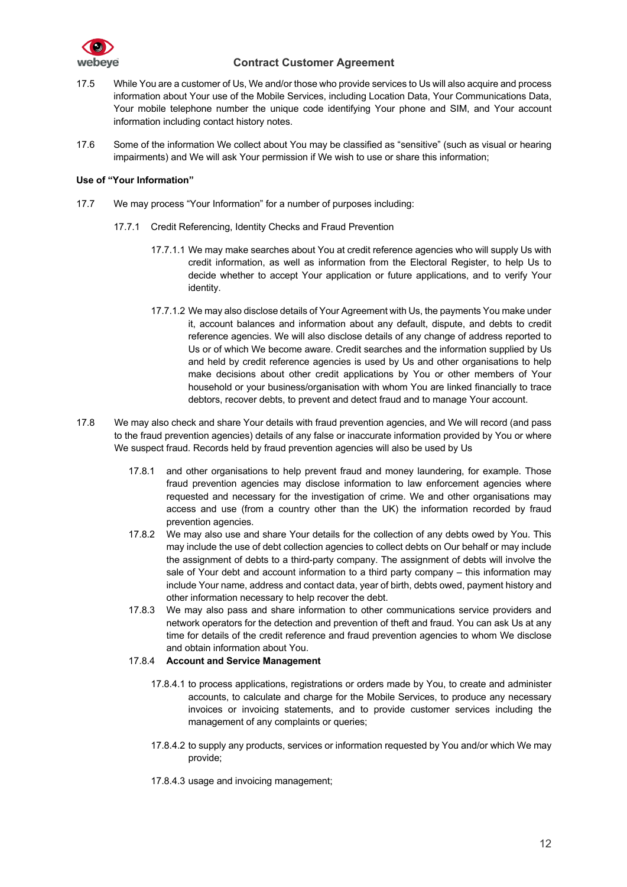17.5 While You are a customer of Us, We and/or those who provide services to Us will also acquire and process information about Your use of the Mobile Services, including Location Data, Your Communications Data, Your mobile telephone number the unique code identifying Your phone and SIM, and Your account information including contact history notes.

17.6 Some of the information We collect about You may be classified as "sensitive" (such as visual or hearing impairments) and We will ask Your permission if We wish to use or share this information;

**Use of "Your Information"**

17.7 We may process "Your Information" for a number of purposes including:

17.7.1 Credit Referencing, Identity Checks and Fraud Prevention

17.7.1.1 We may make searches about You at credit reference agencies who will supply Us with credit information, as well as information from the Electoral Register, to help Us to decide whether to accept Your application or future applications, and to verify Your identity.

17.7.1.2 We may also disclose details of Your Agreement with Us, the payments You make under it, account balances and information about any default, dispute, and debts to credit reference agencies. We will also disclose details of any change of address reported to Us or of which We become aware. Credit searches and the information supplied by Us and held by credit reference agencies is used by Us and other organisations to help make decisions about other credit applications by You or other members of Your household or your business/organisation with whom You are linked financially to trace debtors, recover debts, to prevent and detect fraud and to manage Your account.

17.8 We may also check and share Your details with fraud prevention agencies, and We will record (and pass to the fraud prevention agencies) details of any false or inaccurate information provided by You or where We suspect fraud. Records held by fraud prevention agencies will also be used by Us

17.8.1 and other organisations to help prevent fraud and money laundering, for example. Those fraud prevention agencies may disclose information to law enforcement agencies where requested and necessary for the investigation of crime. We and other organisations may access and use (from a country other than the UK) the information recorded by fraud prevention agencies.

17.8.2 We may also use and share Your details for the collection of any debts owed by You. This may include the use of debt collection agencies to collect debts on Our behalf or may include the assignment of debts to a third-party company. The assignment of debts will involve the sale of Your debt and account information to a third party company – this information may include Your name, address and contact data, year of birth, debts owed, payment history and other information necessary to help recover the debt.

17.8.3 We may also pass and share information to other communications service providers and network operators for the detection and prevention of theft and fraud. You can ask Us at any time for details of the credit reference and fraud prevention agencies to whom We disclose and obtain information about You.

17.8.4 **Account and Service Management**

17.8.4.1 to process applications, registrations or orders made by You, to create and administer accounts, to calculate and charge for the Mobile Services, to produce any necessary invoices or invoicing statements, and to provide customer services including the management of any complaints or queries;

17.8.4.2 to supply any products, services or information requested by You and/or which We may provide;

17.8.4.3 usage and invoicing management;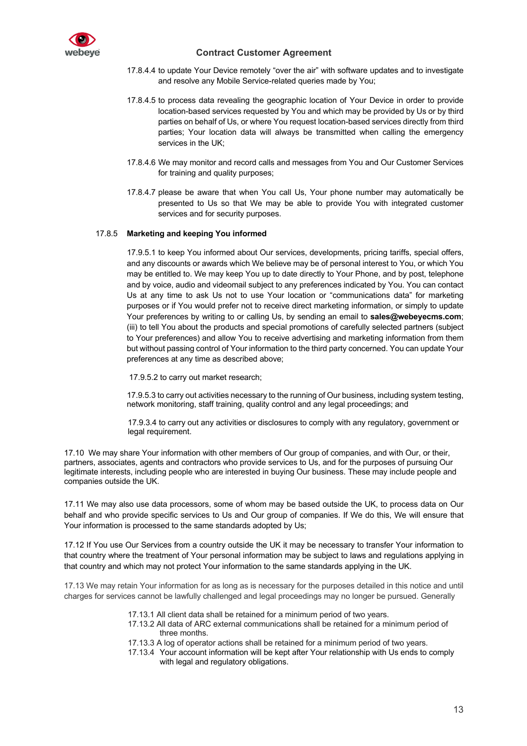17.8.4.4 to update Your Device remotely "over the air" with software updates and to investigate and resolve any Mobile Service-related queries made by You;

17.8.4.5 to process data revealing the geographic location of Your Device in order to provide location-based services requested by You and which may be provided by Us or by third parties on behalf of Us, or where You request location-based services directly from third parties; Your location data will always be transmitted when calling the emergency services in the UK;

17.8.4.6 We may monitor and record calls and messages from You and Our Customer Services for training and quality purposes;

17.8.4.7 please be aware that when You call Us, Your phone number may automatically be presented to Us so that We may be able to provide You with integrated customer services and for security purposes.

17.8.5 **Marketing and keeping You informed**

17.9.5.1 to keep You informed about Our services, developments, pricing tariffs, special offers, and any discounts or awards which We believe may be of personal interest to You, or which You may be entitled to. We may keep You up to date directly to Your Phone, and by post, telephone and by voice, audio and videomail subject to any preferences indicated by You. You can contact Us at any time to ask Us not to use Your location or "communications data" for marketing purposes or if You would prefer not to receive direct marketing information, or simply to update Your preferences by writing to or calling Us, by sending an email to **sales@webeyecms.com**; (iii) to tell You about the products and special promotions of carefully selected partners (subject to Your preferences) and allow You to receive advertising and marketing information from them but without passing control of Your information to the third party concerned. You can update Your preferences at any time as described above;

17.9.5.2 to carry out market research;

17.9.5.3 to carry out activities necessary to the running of Our business, including system testing, network monitoring, staff training, quality control and any legal proceedings; and

17.9.3.4 to carry out any activities or disclosures to comply with any regulatory, government or legal requirement.

17.10 We may share Your information with other members of Our group of companies, and with Our, or their, partners, associates, agents and contractors who provide services to Us, and for the purposes of pursuing Our legitimate interests, including people who are interested in buying Our business. These may include people and companies outside the UK.

17.11 We may also use data processors, some of whom may be based outside the UK, to process data on Our behalf and who provide specific services to Us and Our group of companies. If We do this, We will ensure that Your information is processed to the same standards adopted by Us;

17.12 If You use Our Services from a country outside the UK it may be necessary to transfer Your information to that country where the treatment of Your personal information may be subject to laws and regulations applying in that country and which may not protect Your information to the same standards applying in the UK.

17.13 We may retain Your information for as long as is necessary for the purposes detailed in this notice and until charges for services cannot be lawfully challenged and legal proceedings may no longer be pursued. Generally

17.13.1 All client data shall be retained for a minimum period of two years.
17.13.2 All data of ARC external communications shall be retained for a minimum period of three months.
17.13.3 A log of operator actions shall be retained for a minimum period of two years.
17.13.4 Your account information will be kept after Your relationship with Us ends to comply with legal and regulatory obligations.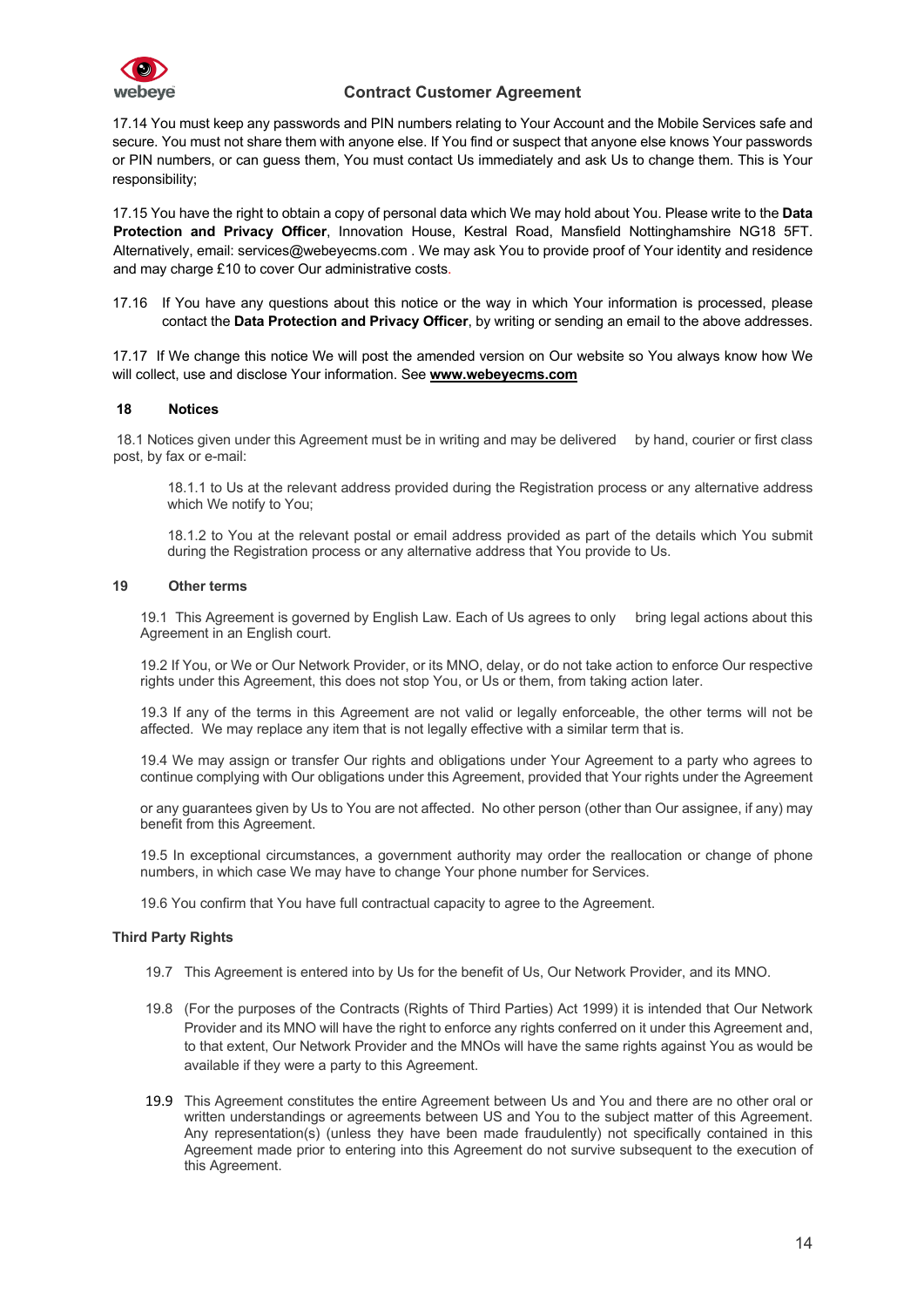17.14 You must keep any passwords and PIN numbers relating to Your Account and the Mobile Services safe and secure. You must not share them with anyone else. If You find or suspect that anyone else knows Your passwords or PIN numbers, or can guess them, You must contact Us immediately and ask Us to change them. This is Your responsibility;

17.15 You have the right to obtain a copy of personal data which We may hold about You. Please write to the **Data Protection and Privacy Officer**, Innovation House, Kestral Road, Mansfield Nottinghamshire NG18 5FT. Alternatively, email: services@webeyecms.com . We may ask You to provide proof of Your identity and residence and may charge £10 to cover Our administrative costs.

17.16 If You have any questions about this notice or the way in which Your information is processed, please contact the **Data Protection and Privacy Officer**, by writing or sending an email to the above addresses.

17.17 If We change this notice We will post the amended version on Our website so You always know how We will collect, use and disclose Your information. See **www.webeyecms.com**

## 18 Notices

18.1 Notices given under this Agreement must be in writing and may be delivered by hand, courier or first class post, by fax or e-mail:

18.1.1 to Us at the relevant address provided during the Registration process or any alternative address which We notify to You;

18.1.2 to You at the relevant postal or email address provided as part of the details which You submit during the Registration process or any alternative address that You provide to Us.

## 19 Other terms

19.1 This Agreement is governed by English Law. Each of Us agrees to only bring legal actions about this Agreement in an English court.

19.2 If You, or We or Our Network Provider, or its MNO, delay, or do not take action to enforce Our respective rights under this Agreement, this does not stop You, or Us or them, from taking action later.

19.3 If any of the terms in this Agreement are not valid or legally enforceable, the other terms will not be affected. We may replace any item that is not legally effective with a similar term that is.

19.4 We may assign or transfer Our rights and obligations under Your Agreement to a party who agrees to continue complying with Our obligations under this Agreement, provided that Your rights under the Agreement

or any guarantees given by Us to You are not affected. No other person (other than Our assignee, if any) may benefit from this Agreement.

19.5 In exceptional circumstances, a government authority may order the reallocation or change of phone numbers, in which case We may have to change Your phone number for Services.

19.6 You confirm that You have full contractual capacity to agree to the Agreement.

**Third Party Rights**

19.7 This Agreement is entered into by Us for the benefit of Us, Our Network Provider, and its MNO.

19.8 (For the purposes of the Contracts (Rights of Third Parties) Act 1999) it is intended that Our Network Provider and its MNO will have the right to enforce any rights conferred on it under this Agreement and, to that extent, Our Network Provider and the MNOs will have the same rights against You as would be available if they were a party to this Agreement.

19.9 This Agreement constitutes the entire Agreement between Us and You and there are no other oral or written understandings or agreements between US and You to the subject matter of this Agreement. Any representation(s) (unless they have been made fraudulently) not specifically contained in this Agreement made prior to entering into this Agreement do not survive subsequent to the execution of this Agreement.